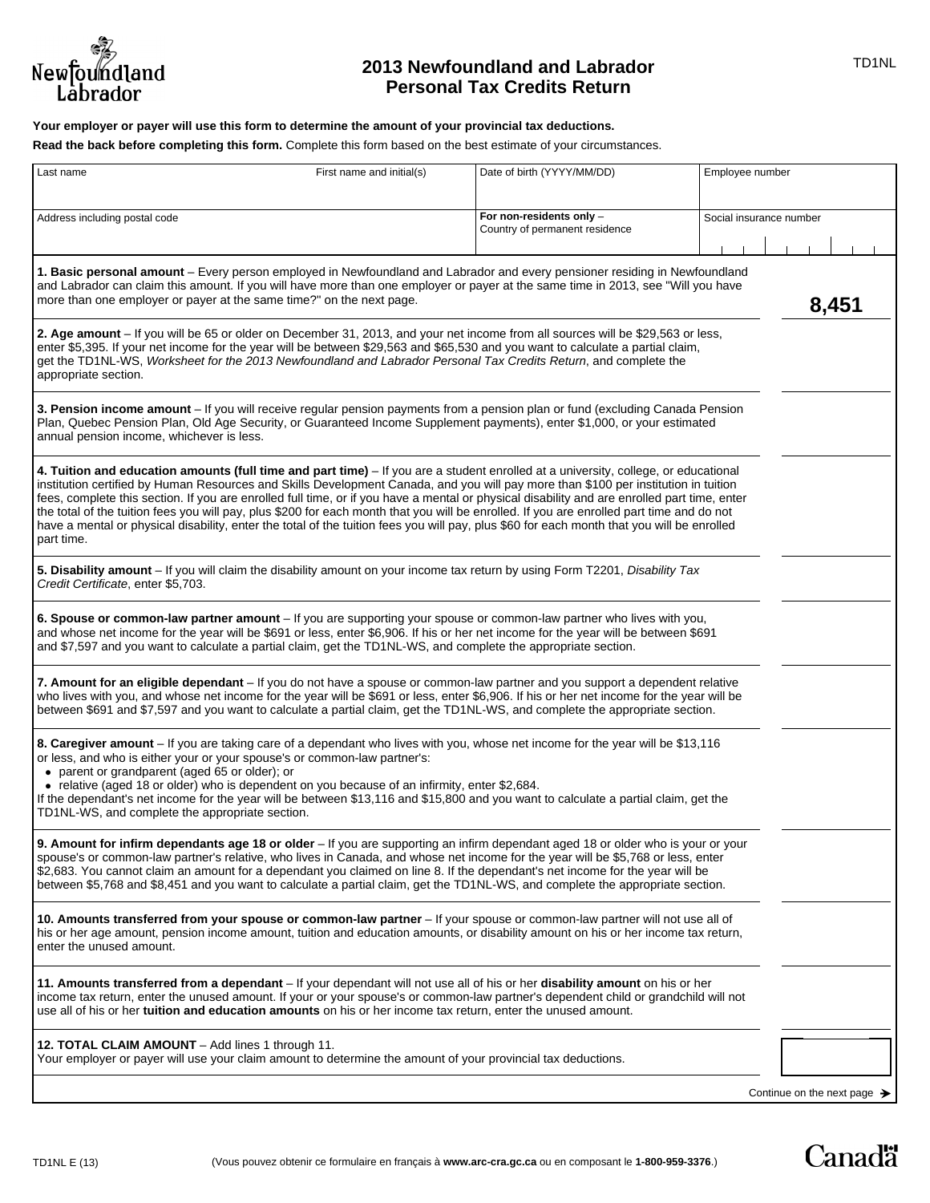# 2013 Newfoundland and Labrador Personal Tax Credits Return

TD1NL

**Your employer or payer will use this form to determine the amount of your provincial tax deductions.**

**Read the back before completing this form.** Complete this form based on the best estimate of your circumstances.

| Last name | First name and initial(s) | Date of birth (YYYY/MM/DD) | Employee number |
|---|---|---|---|
| | | | |
| Address including postal code | | **For non-residents only** – Country of permanent residence | Social insurance number |
| | | | |

| | |
|---|---|
| **1. Basic personal amount** – Every person employed in Newfoundland and Labrador and every pensioner residing in Newfoundland and Labrador can claim this amount. If you will have more than one employer or payer at the same time in 2013, see "Will you have more than one employer or payer at the same time?" on the next page. | **8,451** |
| **2. Age amount** – If you will be 65 or older on December 31, 2013, and your net income from all sources will be $29,563 or less, enter $5,395. If your net income for the year will be between $29,563 and $65,530 and you want to calculate a partial claim, get the TD1NL-WS, *Worksheet for the 2013 Newfoundland and Labrador Personal Tax Credits Return*, and complete the appropriate section. | |
| **3. Pension income amount** – If you will receive regular pension payments from a pension plan or fund (excluding Canada Pension Plan, Quebec Pension Plan, Old Age Security, or Guaranteed Income Supplement payments), enter $1,000, or your estimated annual pension income, whichever is less. | |
| **4. Tuition and education amounts (full time and part time)** – If you are a student enrolled at a university, college, or educational institution certified by Human Resources and Skills Development Canada, and you will pay more than $100 per institution in tuition fees, complete this section. If you are enrolled full time, or if you have a mental or physical disability and are enrolled part time, enter the total of the tuition fees you will pay, plus $200 for each month that you will be enrolled. If you are enrolled part time and do not have a mental or physical disability, enter the total of the tuition fees you will pay, plus $60 for each month that you will be enrolled part time. | |
| **5. Disability amount** – If you will claim the disability amount on your income tax return by using Form T2201, *Disability Tax Credit Certificate*, enter $5,703. | |
| **6. Spouse or common-law partner amount** – If you are supporting your spouse or common-law partner who lives with you, and whose net income for the year will be $691 or less, enter $6,906. If his or her net income for the year will be between $691 and $7,597 and you want to calculate a partial claim, get the TD1NL-WS, and complete the appropriate section. | |
| **7. Amount for an eligible dependant** – If you do not have a spouse or common-law partner and you support a dependent relative who lives with you, and whose net income for the year will be $691 or less, enter $6,906. If his or her net income for the year will be between $691 and $7,597 and you want to calculate a partial claim, get the TD1NL-WS, and complete the appropriate section. | |
| **8. Caregiver amount** – If you are taking care of a dependant who lives with you, whose net income for the year will be $13,116 or less, and who is either your or your spouse's or common-law partner's:<br>• parent or grandparent (aged 65 or older); or<br>• relative (aged 18 or older) who is dependent on you because of an infirmity, enter $2,684.<br>If the dependant's net income for the year will be between $13,116 and $15,800 and you want to calculate a partial claim, get the TD1NL-WS, and complete the appropriate section. | |
| **9. Amount for infirm dependants age 18 or older** – If you are supporting an infirm dependant aged 18 or older who is your or your spouse's or common-law partner's relative, who lives in Canada, and whose net income for the year will be $5,768 or less, enter $2,683. You cannot claim an amount for a dependant you claimed on line 8. If the dependant's net income for the year will be between $5,768 and $8,451 and you want to calculate a partial claim, get the TD1NL-WS, and complete the appropriate section. | |
| **10. Amounts transferred from your spouse or common-law partner** – If your spouse or common-law partner will not use all of his or her age amount, pension income amount, tuition and education amounts, or disability amount on his or her income tax return, enter the unused amount. | |
| **11. Amounts transferred from a dependant** – If your dependant will not use all of his or her **disability amount** on his or her income tax return, enter the unused amount. If your or your spouse's or common-law partner's dependent child or grandchild will not use all of his or her **tuition and education amounts** on his or her income tax return, enter the unused amount. | |
| **12. TOTAL CLAIM AMOUNT** – Add lines 1 through 11.<br>Your employer or payer will use your claim amount to determine the amount of your provincial tax deductions. | |

Continue on the next page ➔

TD1NL E (13)

(Vous pouvez obtenir ce formulaire en français à **www.arc-cra.gc.ca** ou en composant le **1-800-959-3376**.)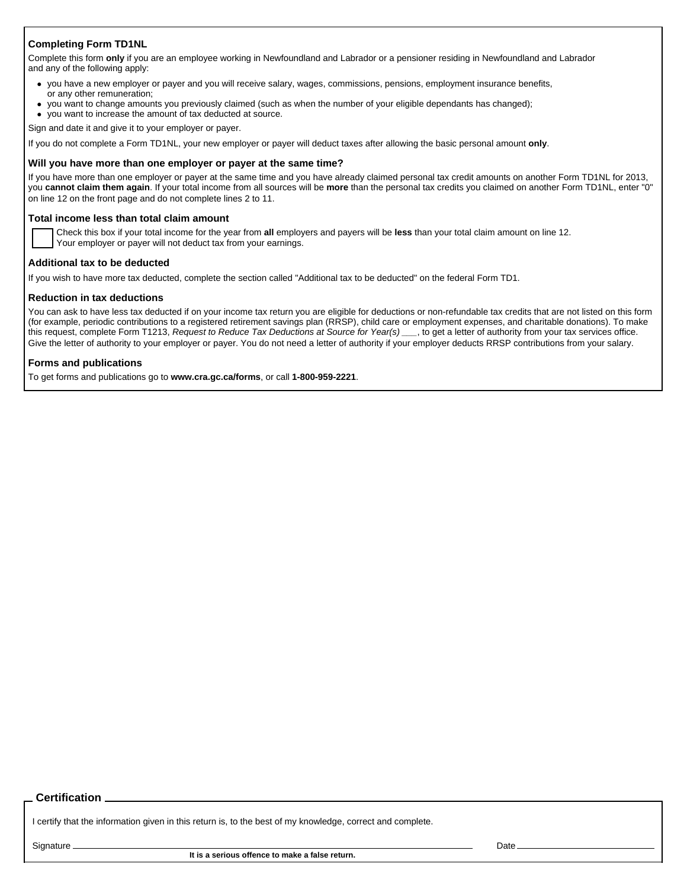### Completing Form TD1NL

Complete this form **only** if you are an employee working in Newfoundland and Labrador or a pensioner residing in Newfoundland and Labrador and any of the following apply:

- you have a new employer or payer and you will receive salary, wages, commissions, pensions, employment insurance benefits, or any other remuneration;
- you want to change amounts you previously claimed (such as when the number of your eligible dependants has changed);
- you want to increase the amount of tax deducted at source.

Sign and date it and give it to your employer or payer.

If you do not complete a Form TD1NL, your new employer or payer will deduct taxes after allowing the basic personal amount **only**.

### Will you have more than one employer or payer at the same time?

If you have more than one employer or payer at the same time and you have already claimed personal tax credit amounts on another Form TD1NL for 2013, you **cannot claim them again**. If your total income from all sources will be **more** than the personal tax credits you claimed on another Form TD1NL, enter "0" on line 12 on the front page and do not complete lines 2 to 11.

### Total income less than total claim amount

☐ Check this box if your total income for the year from **all** employers and payers will be **less** than your total claim amount on line 12. Your employer or payer will not deduct tax from your earnings.

### Additional tax to be deducted

If you wish to have more tax deducted, complete the section called "Additional tax to be deducted" on the federal Form TD1.

### Reduction in tax deductions

You can ask to have less tax deducted if on your income tax return you are eligible for deductions or non-refundable tax credits that are not listed on this form (for example, periodic contributions to a registered retirement savings plan (RRSP), child care or employment expenses, and charitable donations). To make this request, complete Form T1213, *Request to Reduce Tax Deductions at Source for Year(s) ___*, to get a letter of authority from your tax services office. Give the letter of authority to your employer or payer. You do not need a letter of authority if your employer deducts RRSP contributions from your salary.

### Forms and publications

To get forms and publications go to **www.cra.gc.ca/forms**, or call **1-800-959-2221**.

### Certification

I certify that the information given in this return is, to the best of my knowledge, correct and complete.

Signature ________________________________ Date ________________

**It is a serious offence to make a false return.**